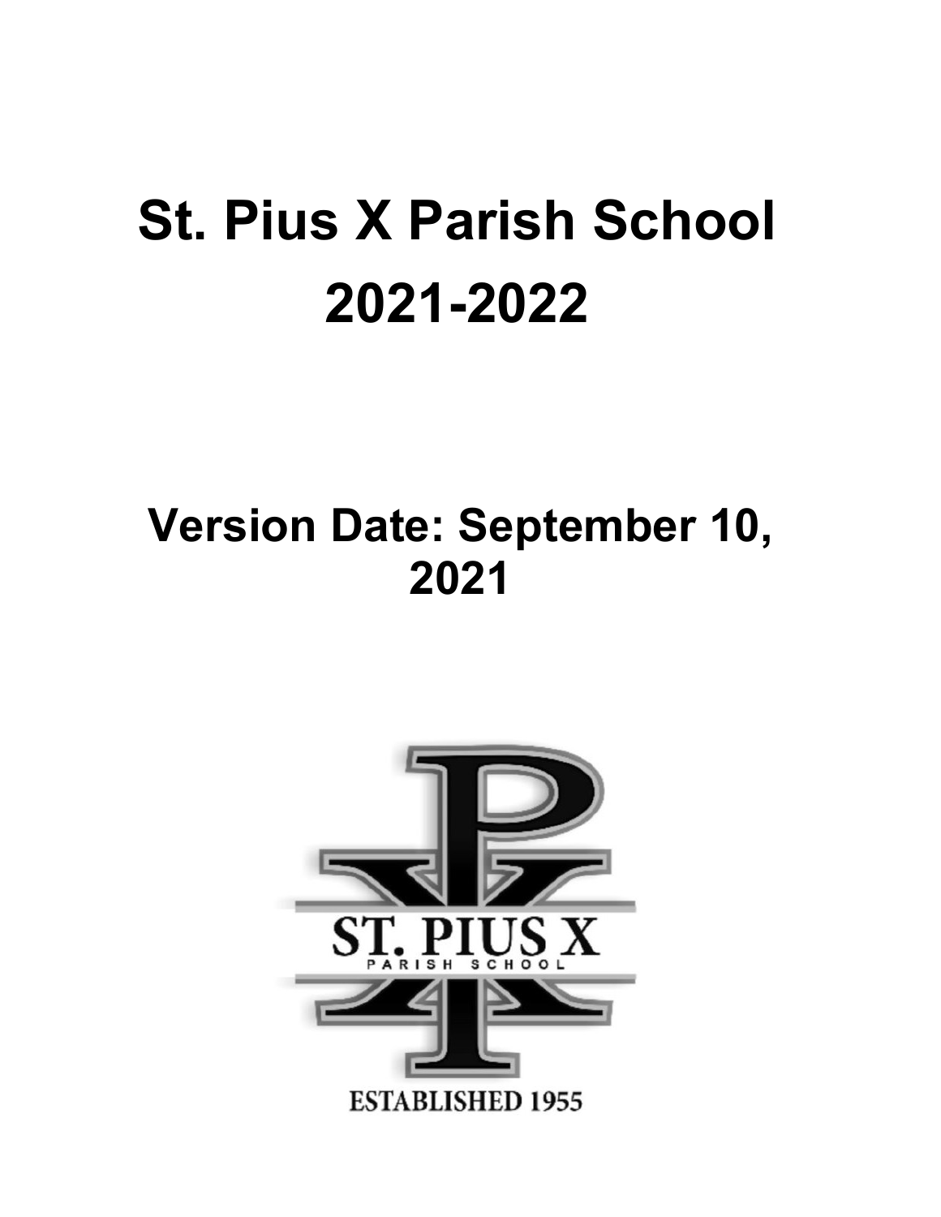# St. Pius X Parish School

# 2021-2022

## Version Date: September 10, 2021

ST. PIUS X

PARISH SCHOOL

ESTABLISHED 1955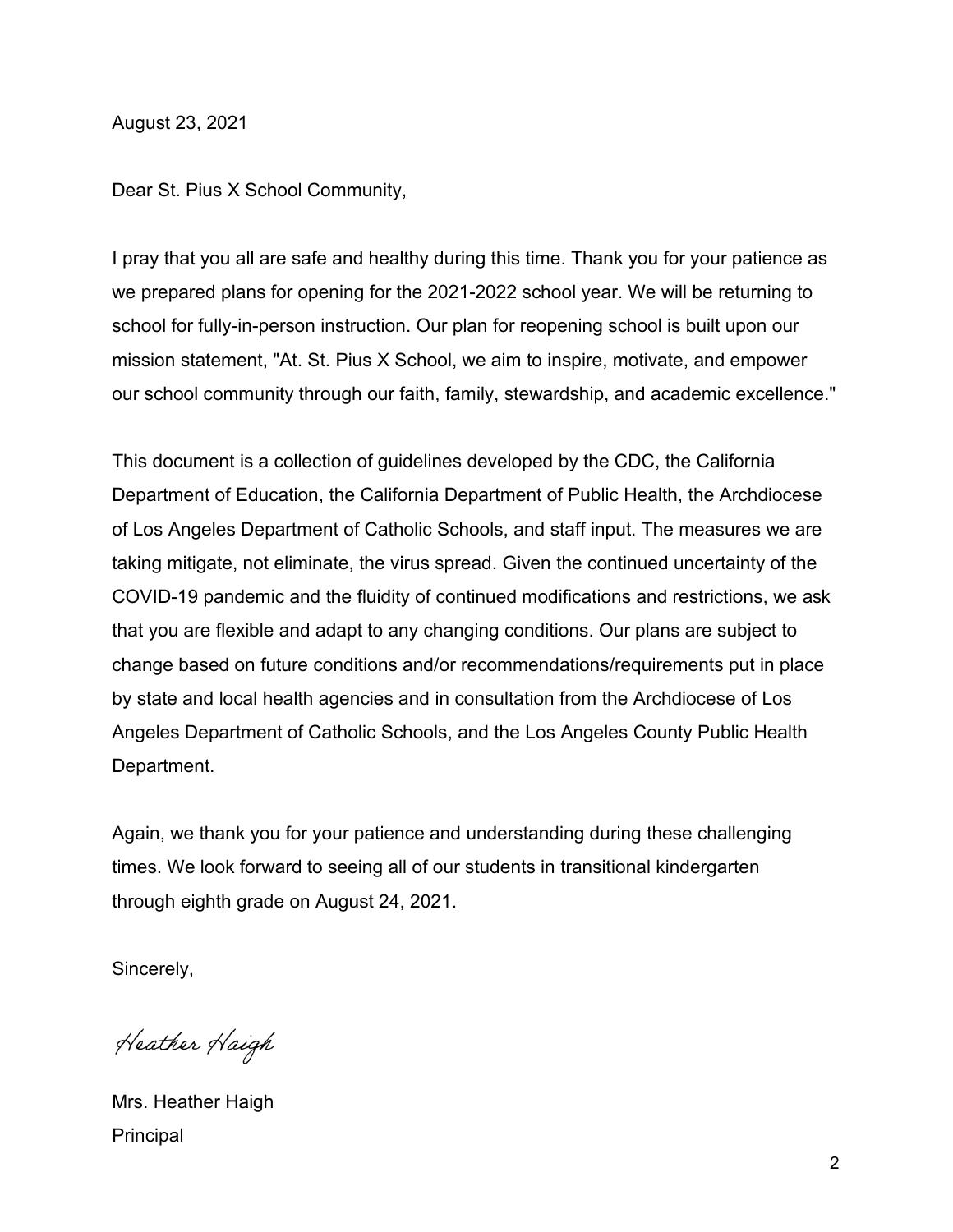August 23, 2021

Dear St. Pius X School Community,

I pray that you all are safe and healthy during this time. Thank you for your patience as we prepared plans for opening for the 2021-2022 school year. We will be returning to school for fully-in-person instruction. Our plan for reopening school is built upon our mission statement, "At. St. Pius X School, we aim to inspire, motivate, and empower our school community through our faith, family, stewardship, and academic excellence."

This document is a collection of guidelines developed by the CDC, the California Department of Education, the California Department of Public Health, the Archdiocese of Los Angeles Department of Catholic Schools, and staff input. The measures we are taking mitigate, not eliminate, the virus spread. Given the continued uncertainty of the COVID-19 pandemic and the fluidity of continued modifications and restrictions, we ask that you are flexible and adapt to any changing conditions. Our plans are subject to change based on future conditions and/or recommendations/requirements put in place by state and local health agencies and in consultation from the Archdiocese of Los Angeles Department of Catholic Schools, and the Los Angeles County Public Health Department.

Again, we thank you for your patience and understanding during these challenging times. We look forward to seeing all of our students in transitional kindergarten through eighth grade on August 24, 2021.

Sincerely,

Heather Haigh

Mrs. Heather Haigh
Principal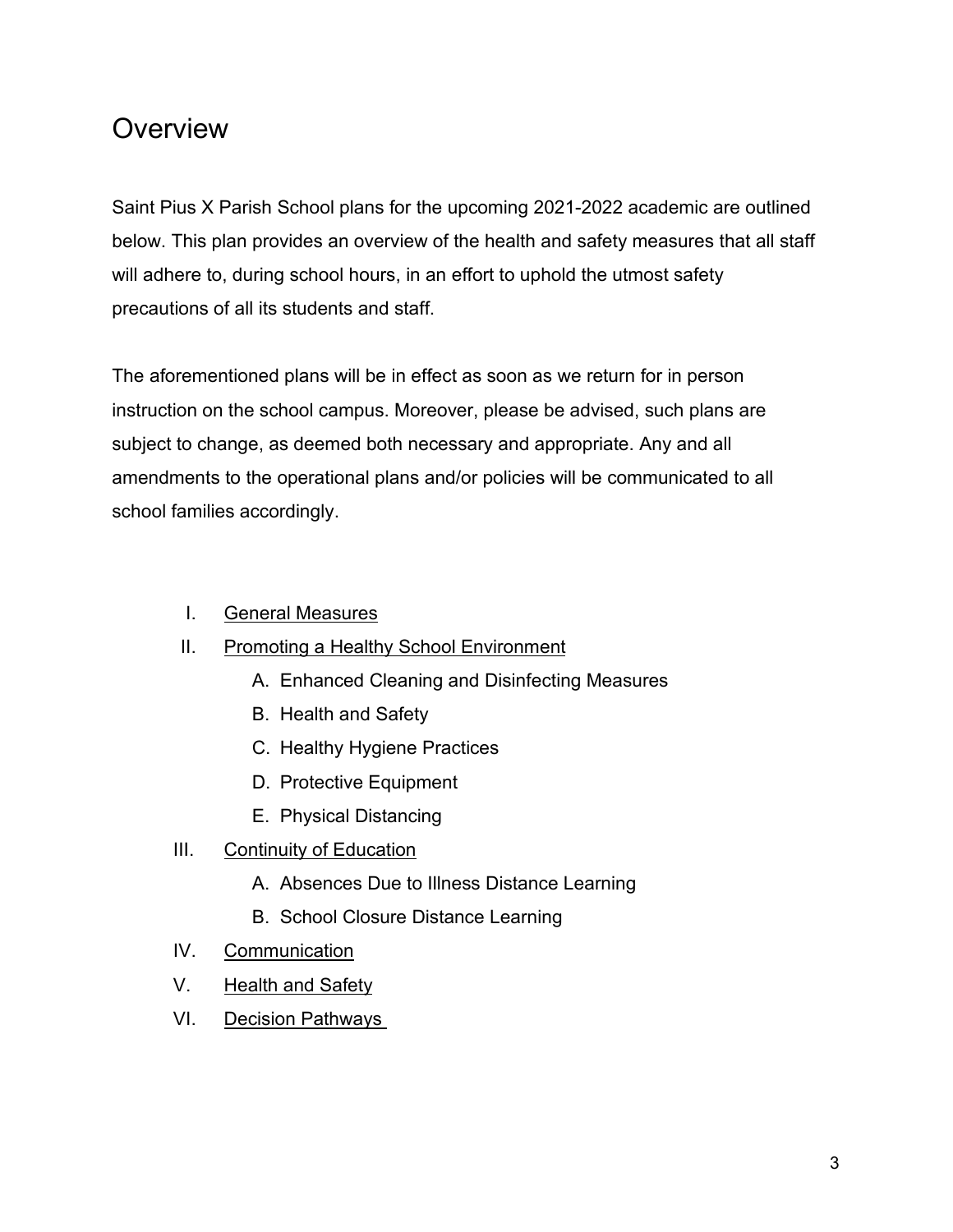# Overview

Saint Pius X Parish School plans for the upcoming 2021-2022 academic are outlined below. This plan provides an overview of the health and safety measures that all staff will adhere to, during school hours, in an effort to uphold the utmost safety precautions of all its students and staff.

The aforementioned plans will be in effect as soon as we return for in person instruction on the school campus. Moreover, please be advised, such plans are subject to change, as deemed both necessary and appropriate. Any and all amendments to the operational plans and/or policies will be communicated to all school families accordingly.

I. General Measures

II. Promoting a Healthy School Environment
   - A. Enhanced Cleaning and Disinfecting Measures
   - B. Health and Safety
   - C. Healthy Hygiene Practices
   - D. Protective Equipment
   - E. Physical Distancing

III. Continuity of Education
   - A. Absences Due to Illness Distance Learning
   - B. School Closure Distance Learning

IV. Communication

V. Health and Safety

VI. Decision Pathways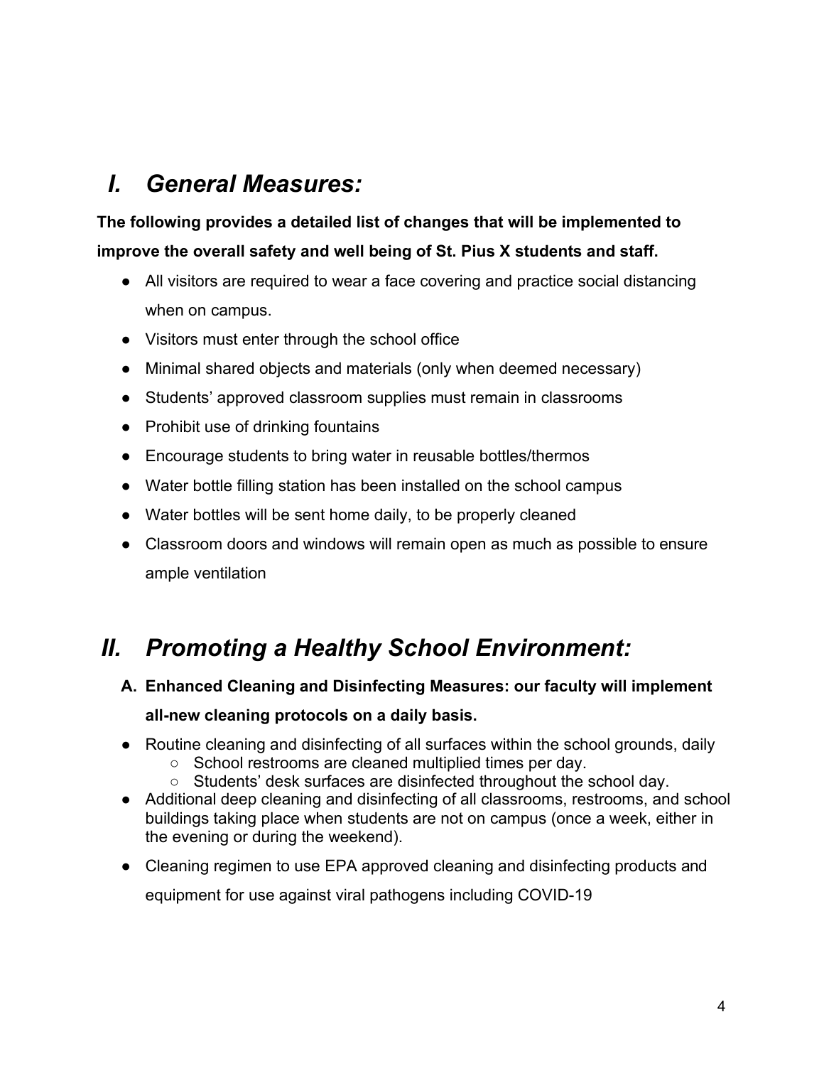## *I. General Measures:*

**The following provides a detailed list of changes that will be implemented to improve the overall safety and well being of St. Pius X students and staff.**

- All visitors are required to wear a face covering and practice social distancing when on campus.
- Visitors must enter through the school office
- Minimal shared objects and materials (only when deemed necessary)
- Students' approved classroom supplies must remain in classrooms
- Prohibit use of drinking fountains
- Encourage students to bring water in reusable bottles/thermos
- Water bottle filling station has been installed on the school campus
- Water bottles will be sent home daily, to be properly cleaned
- Classroom doors and windows will remain open as much as possible to ensure ample ventilation

## *II. Promoting a Healthy School Environment:*

**A. Enhanced Cleaning and Disinfecting Measures: our faculty will implement all-new cleaning protocols on a daily basis.**

- Routine cleaning and disinfecting of all surfaces within the school grounds, daily
  - School restrooms are cleaned multiplied times per day.
  - Students' desk surfaces are disinfected throughout the school day.
- Additional deep cleaning and disinfecting of all classrooms, restrooms, and school buildings taking place when students are not on campus (once a week, either in the evening or during the weekend).
- Cleaning regimen to use EPA approved cleaning and disinfecting products and equipment for use against viral pathogens including COVID-19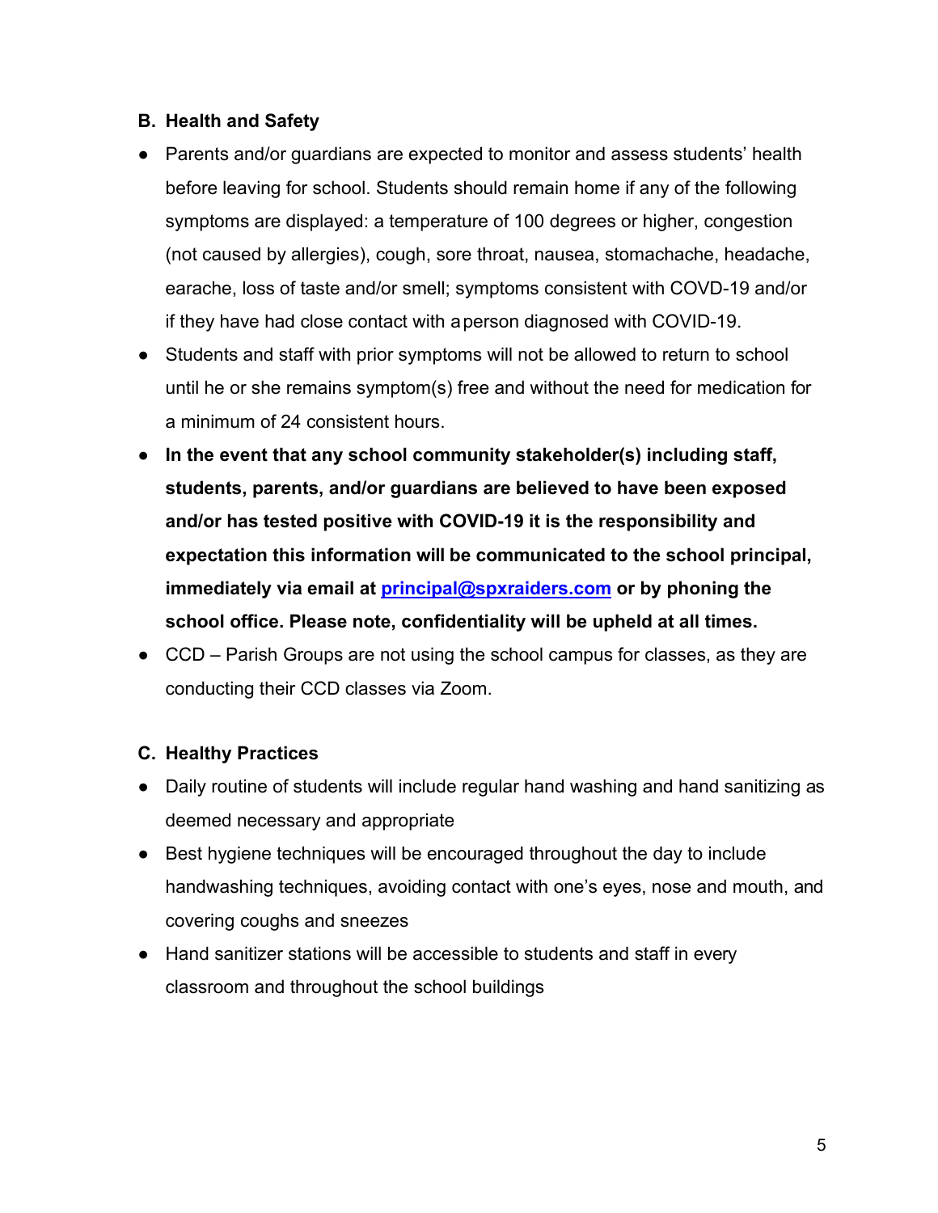### B. Health and Safety

- Parents and/or guardians are expected to monitor and assess students' health before leaving for school. Students should remain home if any of the following symptoms are displayed: a temperature of 100 degrees or higher, congestion (not caused by allergies), cough, sore throat, nausea, stomachache, headache, earache, loss of taste and/or smell; symptoms consistent with COVD-19 and/or if they have had close contact with a person diagnosed with COVID-19.
- Students and staff with prior symptoms will not be allowed to return to school until he or she remains symptom(s) free and without the need for medication for a minimum of 24 consistent hours.
- **In the event that any school community stakeholder(s) including staff, students, parents, and/or guardians are believed to have been exposed and/or has tested positive with COVID-19 it is the responsibility and expectation this information will be communicated to the school principal, immediately via email at [principal@spxraiders.com](mailto:principal@spxraiders.com) or by phoning the school office. Please note, confidentiality will be upheld at all times.**
- CCD – Parish Groups are not using the school campus for classes, as they are conducting their CCD classes via Zoom.

### C. Healthy Practices

- Daily routine of students will include regular hand washing and hand sanitizing as deemed necessary and appropriate
- Best hygiene techniques will be encouraged throughout the day to include handwashing techniques, avoiding contact with one's eyes, nose and mouth, and covering coughs and sneezes
- Hand sanitizer stations will be accessible to students and staff in every classroom and throughout the school buildings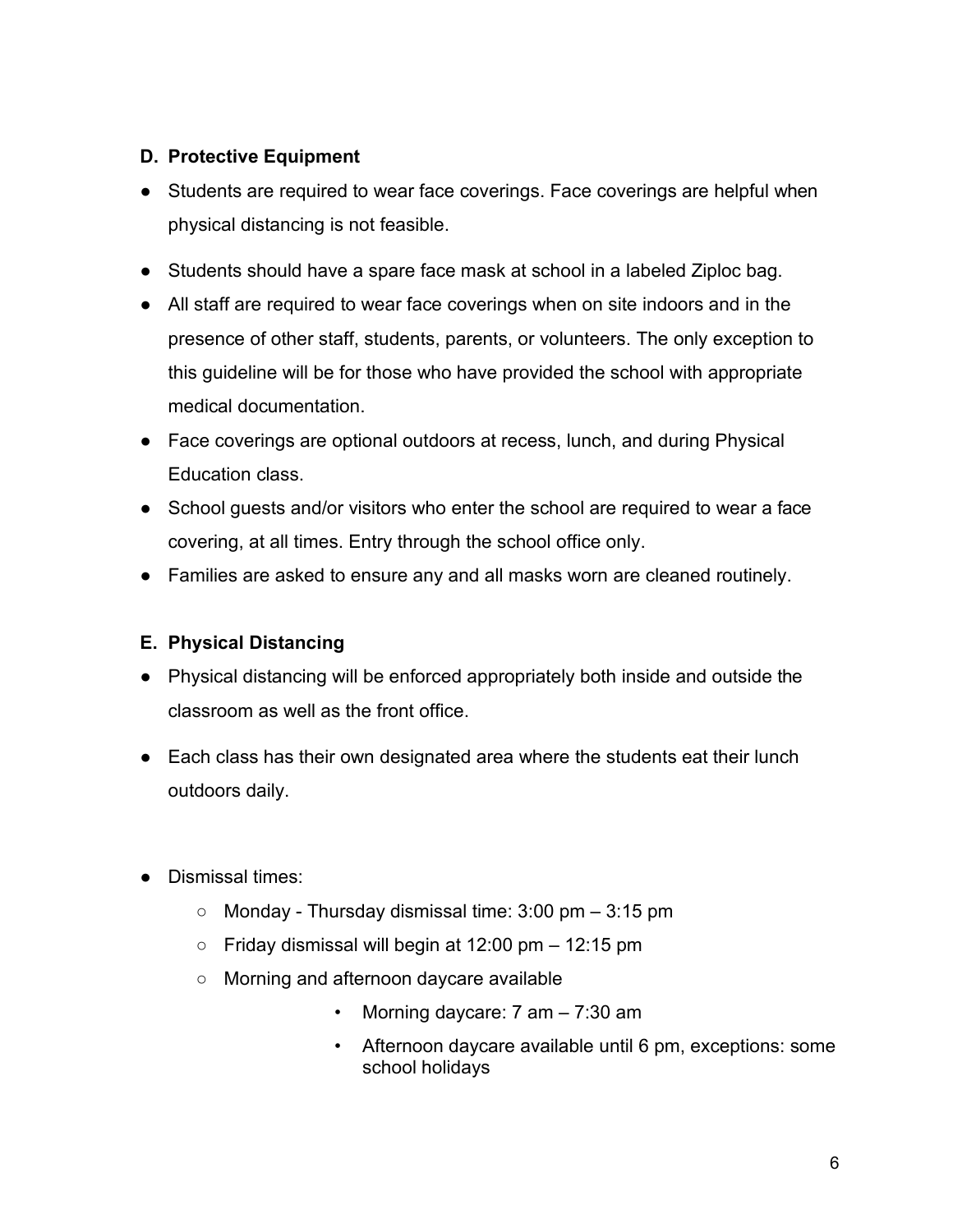### D. Protective Equipment

- Students are required to wear face coverings. Face coverings are helpful when physical distancing is not feasible.
- Students should have a spare face mask at school in a labeled Ziploc bag.
- All staff are required to wear face coverings when on site indoors and in the presence of other staff, students, parents, or volunteers. The only exception to this guideline will be for those who have provided the school with appropriate medical documentation.
- Face coverings are optional outdoors at recess, lunch, and during Physical Education class.
- School guests and/or visitors who enter the school are required to wear a face covering, at all times. Entry through the school office only.
- Families are asked to ensure any and all masks worn are cleaned routinely.

### E. Physical Distancing

- Physical distancing will be enforced appropriately both inside and outside the classroom as well as the front office.
- Each class has their own designated area where the students eat their lunch outdoors daily.

- Dismissal times:
  - Monday - Thursday dismissal time: 3:00 pm – 3:15 pm
  - Friday dismissal will begin at 12:00 pm – 12:15 pm
  - Morning and afternoon daycare available
    - Morning daycare: 7 am – 7:30 am
    - Afternoon daycare available until 6 pm, exceptions: some school holidays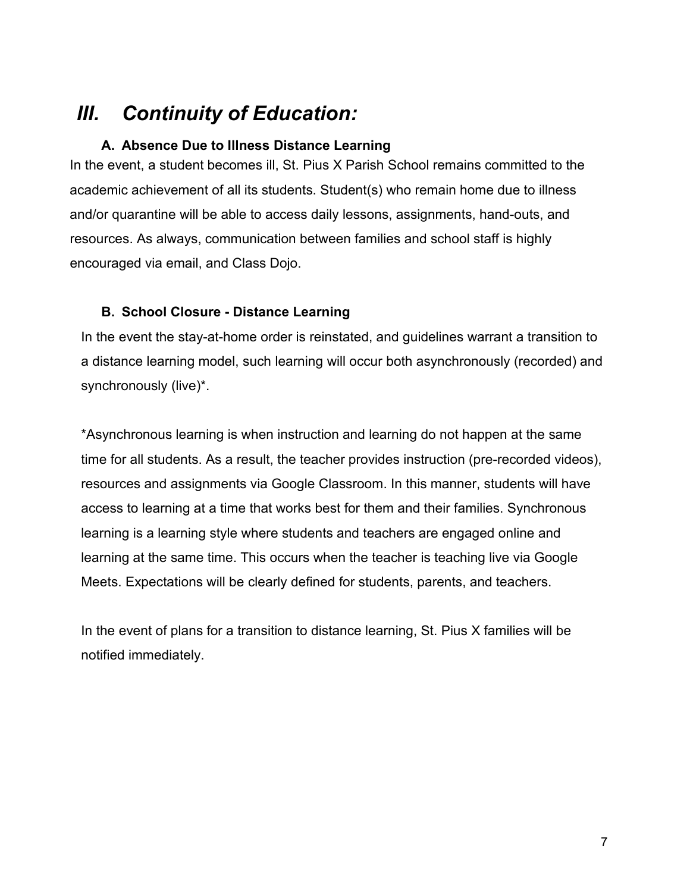## *III. Continuity of Education:*

### A. Absence Due to Illness Distance Learning

In the event, a student becomes ill, St. Pius X Parish School remains committed to the academic achievement of all its students. Student(s) who remain home due to illness and/or quarantine will be able to access daily lessons, assignments, hand-outs, and resources. As always, communication between families and school staff is highly encouraged via email, and Class Dojo.

### B. School Closure - Distance Learning

In the event the stay-at-home order is reinstated, and guidelines warrant a transition to a distance learning model, such learning will occur both asynchronously (recorded) and synchronously (live)*.

*Asynchronous learning is when instruction and learning do not happen at the same time for all students. As a result, the teacher provides instruction (pre-recorded videos), resources and assignments via Google Classroom. In this manner, students will have access to learning at a time that works best for them and their families. Synchronous learning is a learning style where students and teachers are engaged online and learning at the same time. This occurs when the teacher is teaching live via Google Meets. Expectations will be clearly defined for students, parents, and teachers.

In the event of plans for a transition to distance learning, St. Pius X families will be notified immediately.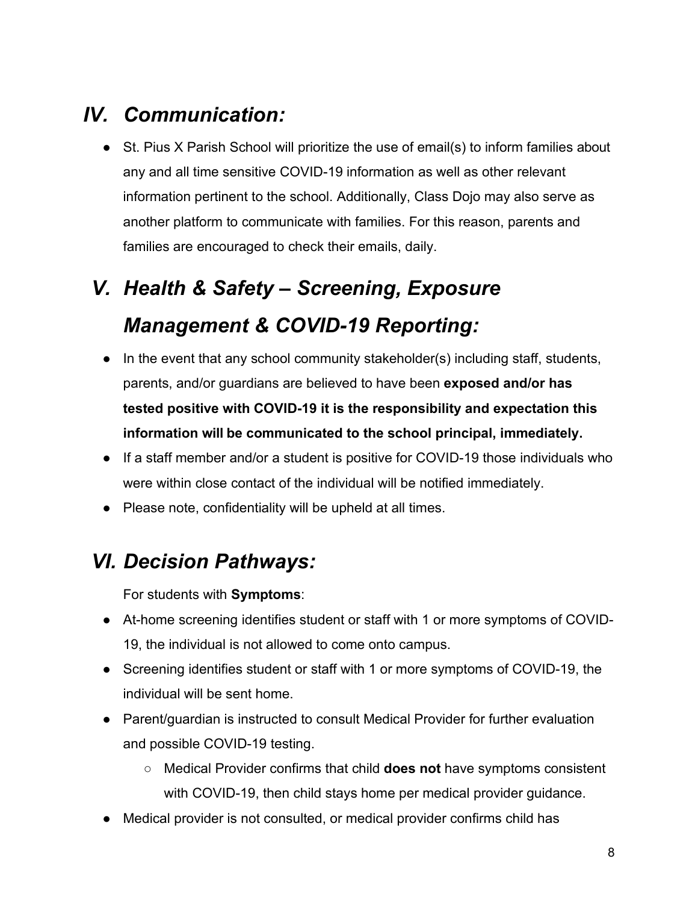## *IV. Communication:*

- St. Pius X Parish School will prioritize the use of email(s) to inform families about any and all time sensitive COVID-19 information as well as other relevant information pertinent to the school. Additionally, Class Dojo may also serve as another platform to communicate with families. For this reason, parents and families are encouraged to check their emails, daily.

## *V. Health & Safety – Screening, Exposure Management & COVID-19 Reporting:*

- In the event that any school community stakeholder(s) including staff, students, parents, and/or guardians are believed to have been **exposed and/or has tested positive with COVID-19 it is the responsibility and expectation this information will be communicated to the school principal, immediately.**
- If a staff member and/or a student is positive for COVID-19 those individuals who were within close contact of the individual will be notified immediately.
- Please note, confidentiality will be upheld at all times.

## *VI. Decision Pathways:*

For students with **Symptoms**:

- At-home screening identifies student or staff with 1 or more symptoms of COVID-19, the individual is not allowed to come onto campus.
- Screening identifies student or staff with 1 or more symptoms of COVID-19, the individual will be sent home.
- Parent/guardian is instructed to consult Medical Provider for further evaluation and possible COVID-19 testing.
    - Medical Provider confirms that child **does not** have symptoms consistent with COVID-19, then child stays home per medical provider guidance.
- Medical provider is not consulted, or medical provider confirms child has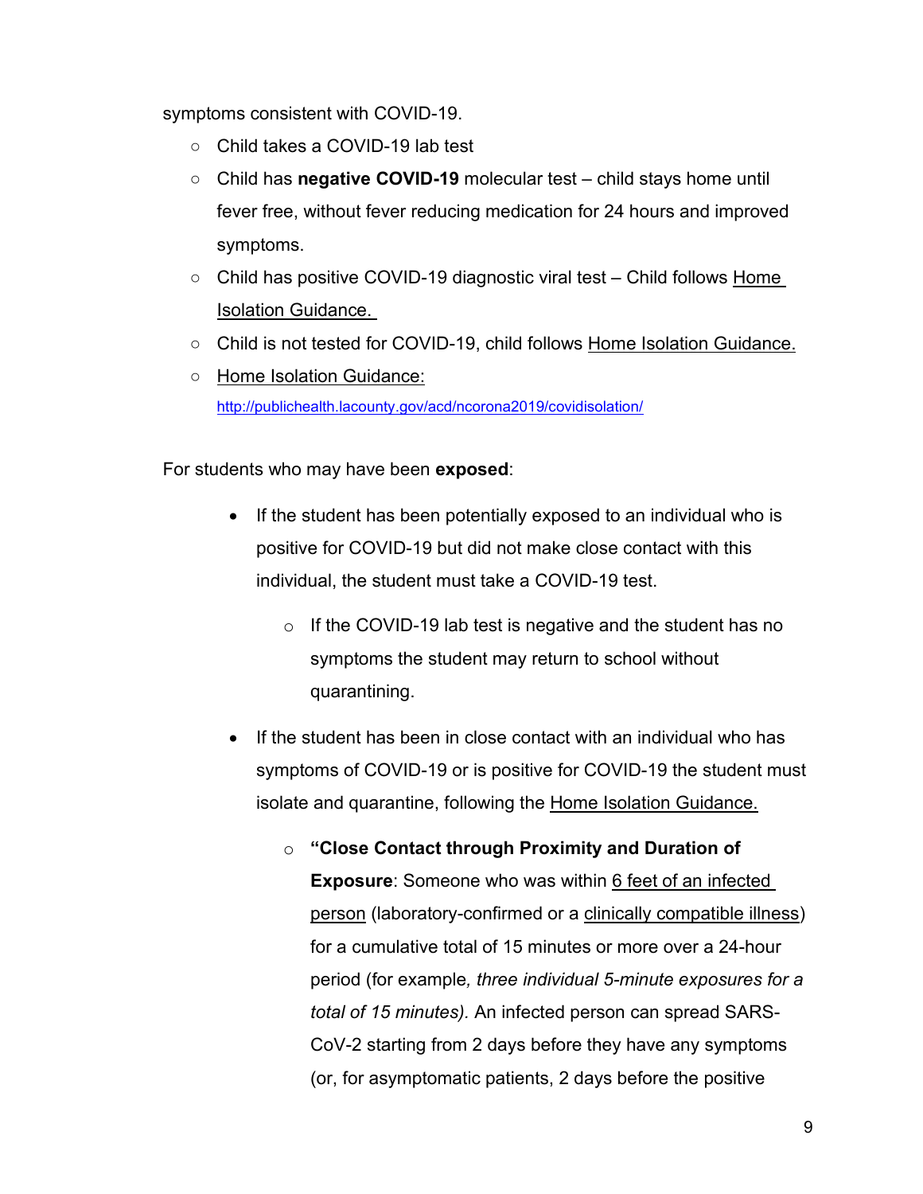symptoms consistent with COVID-19.

- Child takes a COVID-19 lab test
- Child has **negative COVID-19** molecular test – child stays home until fever free, without fever reducing medication for 24 hours and improved symptoms.
- Child has positive COVID-19 diagnostic viral test – Child follows Home Isolation Guidance.
- Child is not tested for COVID-19, child follows Home Isolation Guidance.
- Home Isolation Guidance: http://publichealth.lacounty.gov/acd/ncorona2019/covidisolation/

For students who may have been **exposed**:

- If the student has been potentially exposed to an individual who is positive for COVID-19 but did not make close contact with this individual, the student must take a COVID-19 test.
  - If the COVID-19 lab test is negative and the student has no symptoms the student may return to school without quarantining.
- If the student has been in close contact with an individual who has symptoms of COVID-19 or is positive for COVID-19 the student must isolate and quarantine, following the Home Isolation Guidance.
  - **"Close Contact through Proximity and Duration of Exposure**: Someone who was within 6 feet of an infected person (laboratory-confirmed or a clinically compatible illness) for a cumulative total of 15 minutes or more over a 24-hour period (for example*, three individual 5-minute exposures for a total of 15 minutes).* An infected person can spread SARS-CoV-2 starting from 2 days before they have any symptoms (or, for asymptomatic patients, 2 days before the positive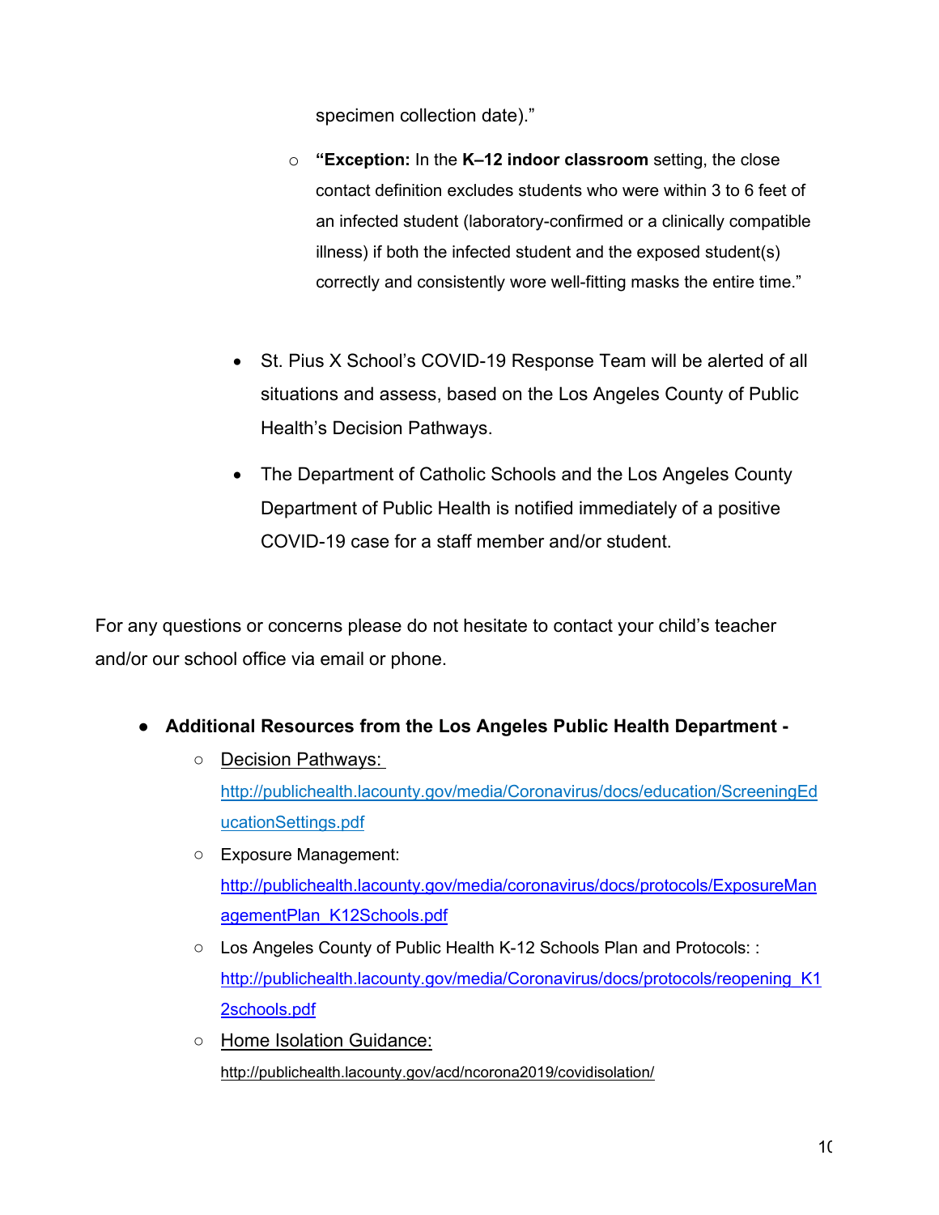specimen collection date)."

    - **"Exception:** In the **K–12 indoor classroom** setting, the close contact definition excludes students who were within 3 to 6 feet of an infected student (laboratory-confirmed or a clinically compatible illness) if both the infected student and the exposed student(s) correctly and consistently wore well-fitting masks the entire time."

- St. Pius X School's COVID-19 Response Team will be alerted of all situations and assess, based on the Los Angeles County of Public Health's Decision Pathways.
- The Department of Catholic Schools and the Los Angeles County Department of Public Health is notified immediately of a positive COVID-19 case for a staff member and/or student.

For any questions or concerns please do not hesitate to contact your child's teacher and/or our school office via email or phone.

- **Additional Resources from the Los Angeles Public Health Department -**
    - Decision Pathways: http://publichealth.lacounty.gov/media/Coronavirus/docs/education/ScreeningEducationSettings.pdf
    - Exposure Management: http://publichealth.lacounty.gov/media/coronavirus/docs/protocols/ExposureManagementPlan_K12Schools.pdf
    - Los Angeles County of Public Health K-12 Schools Plan and Protocols: : http://publichealth.lacounty.gov/media/Coronavirus/docs/protocols/reopening_K12schools.pdf
    - Home Isolation Guidance: http://publichealth.lacounty.gov/acd/ncorona2019/covidisolation/